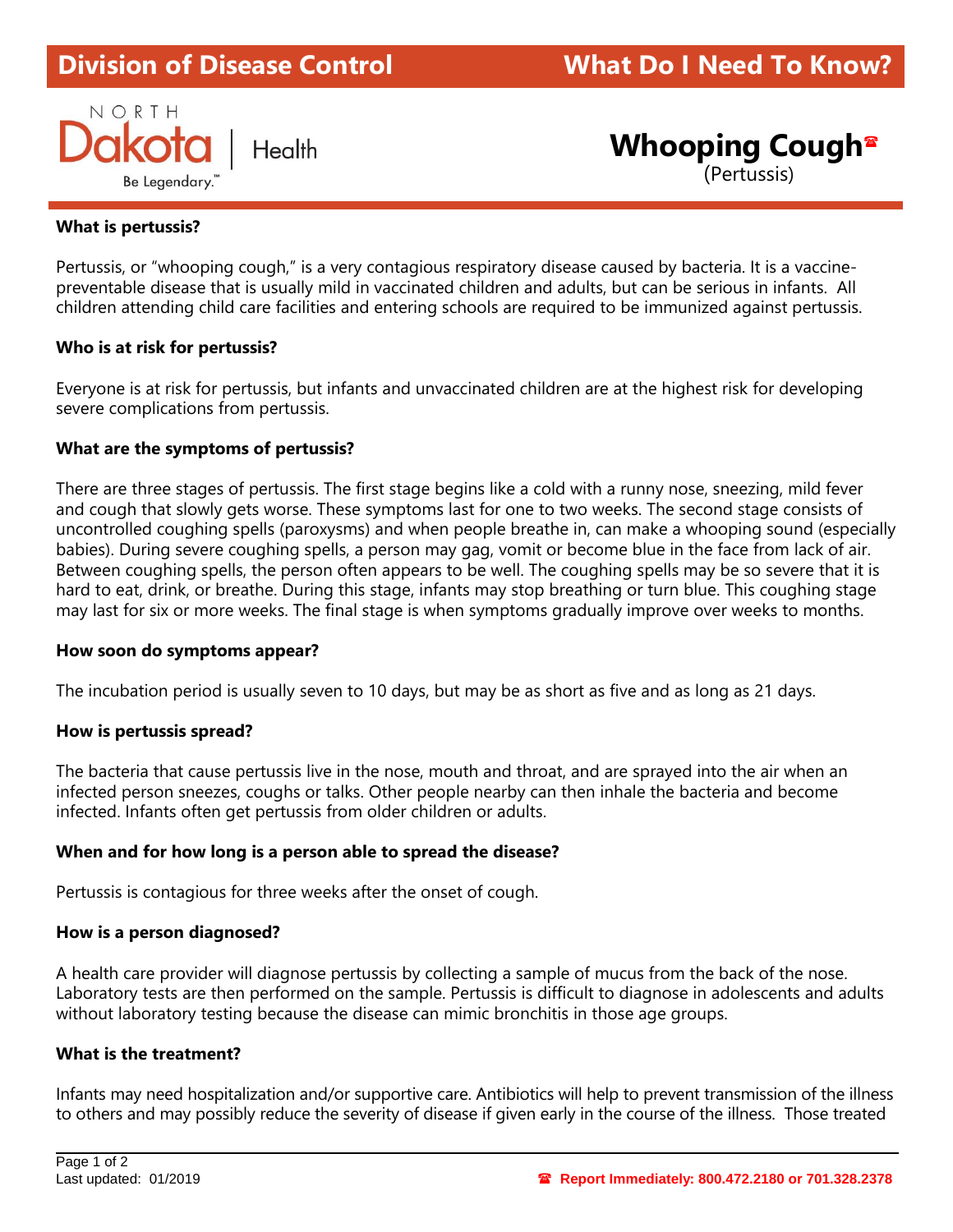Division of Disease Control — What Do I Need To Know?

NORTH Dakota | Health
Be Legendary.™

# Whooping Cough☎
(Pertussis)

**What is pertussis?**

Pertussis, or "whooping cough," is a very contagious respiratory disease caused by bacteria. It is a vaccine-preventable disease that is usually mild in vaccinated children and adults, but can be serious in infants. All children attending child care facilities and entering schools are required to be immunized against pertussis.

**Who is at risk for pertussis?**

Everyone is at risk for pertussis, but infants and unvaccinated children are at the highest risk for developing severe complications from pertussis.

**What are the symptoms of pertussis?**

There are three stages of pertussis. The first stage begins like a cold with a runny nose, sneezing, mild fever and cough that slowly gets worse. These symptoms last for one to two weeks. The second stage consists of uncontrolled coughing spells (paroxysms) and when people breathe in, can make a whooping sound (especially babies). During severe coughing spells, a person may gag, vomit or become blue in the face from lack of air. Between coughing spells, the person often appears to be well. The coughing spells may be so severe that it is hard to eat, drink, or breathe. During this stage, infants may stop breathing or turn blue. This coughing stage may last for six or more weeks. The final stage is when symptoms gradually improve over weeks to months.

**How soon do symptoms appear?**

The incubation period is usually seven to 10 days, but may be as short as five and as long as 21 days.

**How is pertussis spread?**

The bacteria that cause pertussis live in the nose, mouth and throat, and are sprayed into the air when an infected person sneezes, coughs or talks. Other people nearby can then inhale the bacteria and become infected. Infants often get pertussis from older children or adults.

**When and for how long is a person able to spread the disease?**

Pertussis is contagious for three weeks after the onset of cough.

**How is a person diagnosed?**

A health care provider will diagnose pertussis by collecting a sample of mucus from the back of the nose. Laboratory tests are then performed on the sample. Pertussis is difficult to diagnose in adolescents and adults without laboratory testing because the disease can mimic bronchitis in those age groups.

**What is the treatment?**

Infants may need hospitalization and/or supportive care. Antibiotics will help to prevent transmission of the illness to others and may possibly reduce the severity of disease if given early in the course of the illness. Those treated

Last updated: 01/2019

☎ **Report Immediately: 800.472.2180 or 701.328.2378**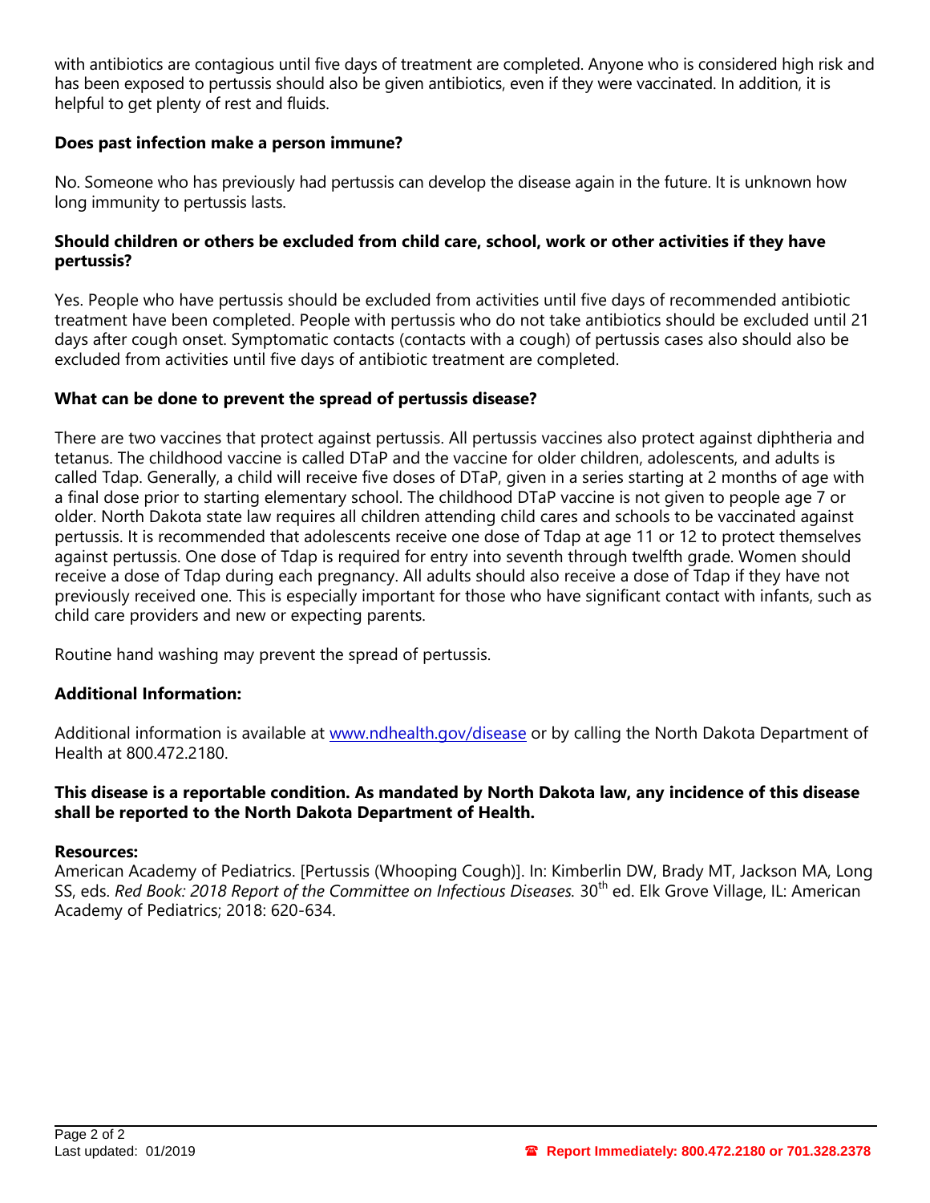with antibiotics are contagious until five days of treatment are completed. Anyone who is considered high risk and has been exposed to pertussis should also be given antibiotics, even if they were vaccinated. In addition, it is helpful to get plenty of rest and fluids.

**Does past infection make a person immune?**

No. Someone who has previously had pertussis can develop the disease again in the future. It is unknown how long immunity to pertussis lasts.

**Should children or others be excluded from child care, school, work or other activities if they have pertussis?**

Yes. People who have pertussis should be excluded from activities until five days of recommended antibiotic treatment have been completed. People with pertussis who do not take antibiotics should be excluded until 21 days after cough onset. Symptomatic contacts (contacts with a cough) of pertussis cases also should also be excluded from activities until five days of antibiotic treatment are completed.

**What can be done to prevent the spread of pertussis disease?**

There are two vaccines that protect against pertussis. All pertussis vaccines also protect against diphtheria and tetanus. The childhood vaccine is called DTaP and the vaccine for older children, adolescents, and adults is called Tdap. Generally, a child will receive five doses of DTaP, given in a series starting at 2 months of age with a final dose prior to starting elementary school. The childhood DTaP vaccine is not given to people age 7 or older. North Dakota state law requires all children attending child cares and schools to be vaccinated against pertussis. It is recommended that adolescents receive one dose of Tdap at age 11 or 12 to protect themselves against pertussis. One dose of Tdap is required for entry into seventh through twelfth grade. Women should receive a dose of Tdap during each pregnancy. All adults should also receive a dose of Tdap if they have not previously received one. This is especially important for those who have significant contact with infants, such as child care providers and new or expecting parents.

Routine hand washing may prevent the spread of pertussis.

**Additional Information:**

Additional information is available at [www.ndhealth.gov/disease](www.ndhealth.gov/disease) or by calling the North Dakota Department of Health at 800.472.2180.

**This disease is a reportable condition. As mandated by North Dakota law, any incidence of this disease shall be reported to the North Dakota Department of Health.**

**Resources:**
American Academy of Pediatrics. [Pertussis (Whooping Cough)]. In: Kimberlin DW, Brady MT, Jackson MA, Long SS, eds. *Red Book: 2018 Report of the Committee on Infectious Diseases.* 30th ed. Elk Grove Village, IL: American Academy of Pediatrics; 2018: 620-634.

Last updated: 01/2019

☎ **Report Immediately: 800.472.2180 or 701.328.2378**